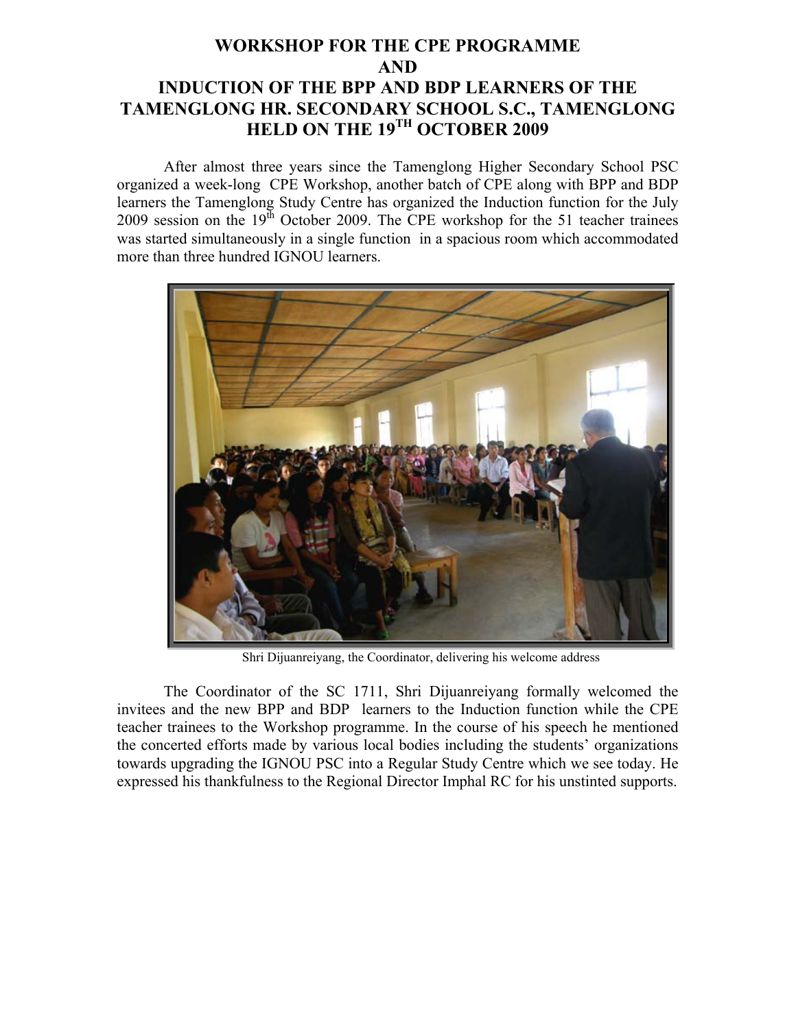# WORKSHOP FOR THE CPE PROGRAMME AND INDUCTION OF THE BPP AND BDP LEARNERS OF THE TAMENGLONG HR. SECONDARY SCHOOL S.C., TAMENGLONG HELD ON THE 19TH OCTOBER 2009

After almost three years since the Tamenglong Higher Secondary School PSC organized a week-long CPE Workshop, another batch of CPE along with BPP and BDP learners the Tamenglong Study Centre has organized the Induction function for the July 2009 session on the 19th October 2009. The CPE workshop for the 51 teacher trainees was started simultaneously in a single function in a spacious room which accommodated more than three hundred IGNOU learners.

Shri Dijuanreiyang, the Coordinator, delivering his welcome address

The Coordinator of the SC 1711, Shri Dijuanreiyang formally welcomed the invitees and the new BPP and BDP learners to the Induction function while the CPE teacher trainees to the Workshop programme. In the course of his speech he mentioned the concerted efforts made by various local bodies including the students' organizations towards upgrading the IGNOU PSC into a Regular Study Centre which we see today. He expressed his thankfulness to the Regional Director Imphal RC for his unstinted supports.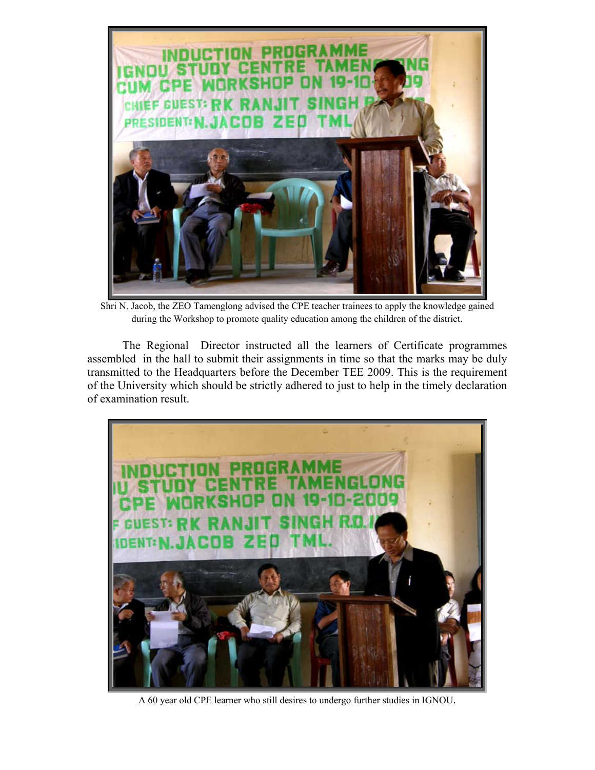Shri N. Jacob, the ZEO Tamenglong advised the CPE teacher trainees to apply the knowledge gained during the Workshop to promote quality education among the children of the district.

The Regional Director instructed all the learners of Certificate programmes assembled in the hall to submit their assignments in time so that the marks may be duly transmitted to the Headquarters before the December TEE 2009. This is the requirement of the University which should be strictly adhered to just to help in the timely declaration of examination result.

A 60 year old CPE learner who still desires to undergo further studies in IGNOU.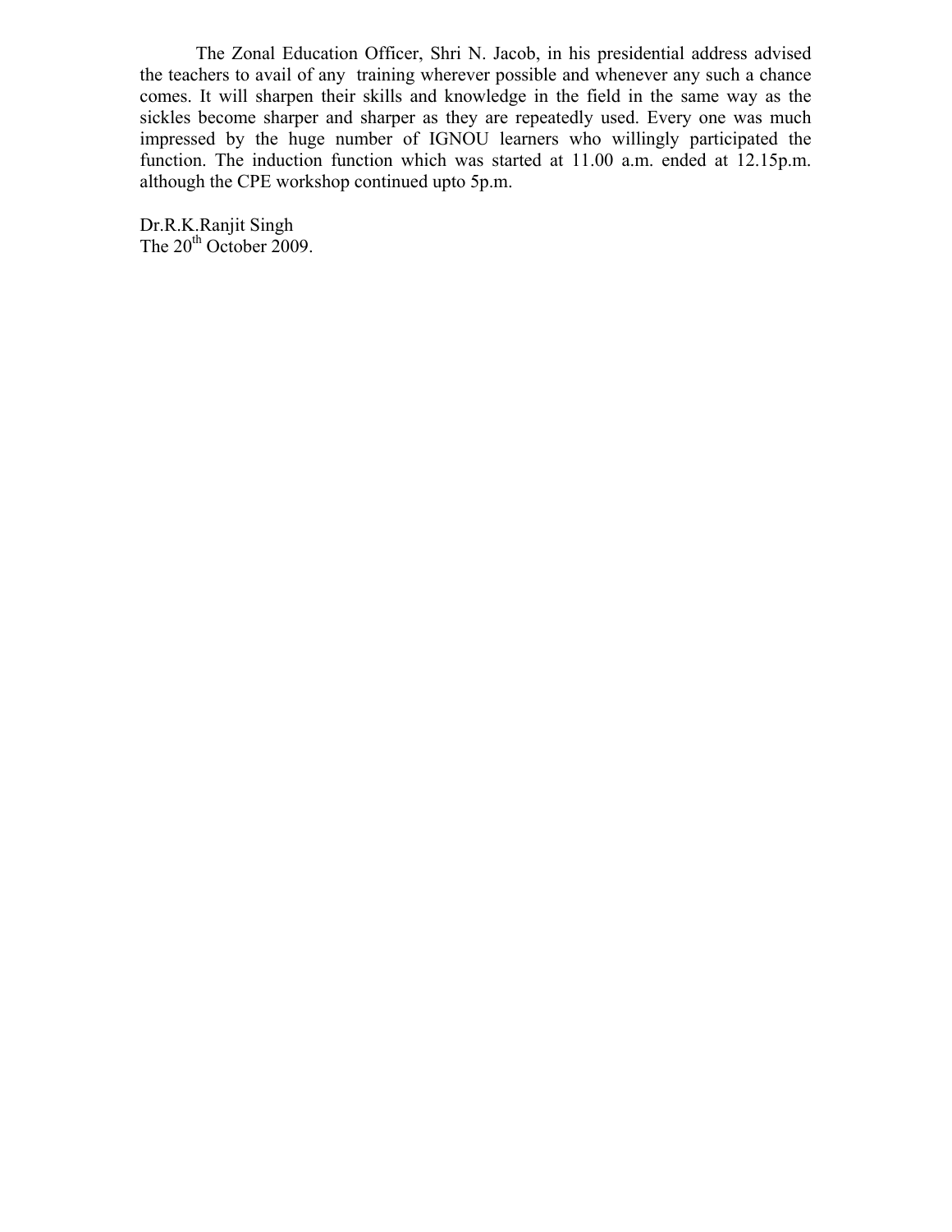The Zonal Education Officer, Shri N. Jacob, in his presidential address advised the teachers to avail of any training wherever possible and whenever any such a chance comes. It will sharpen their skills and knowledge in the field in the same way as the sickles become sharper and sharper as they are repeatedly used. Every one was much impressed by the huge number of IGNOU learners who willingly participated the function. The induction function which was started at 11.00 a.m. ended at 12.15p.m. although the CPE workshop continued upto 5p.m.

Dr.R.K.Ranjit Singh
The 20th October 2009.